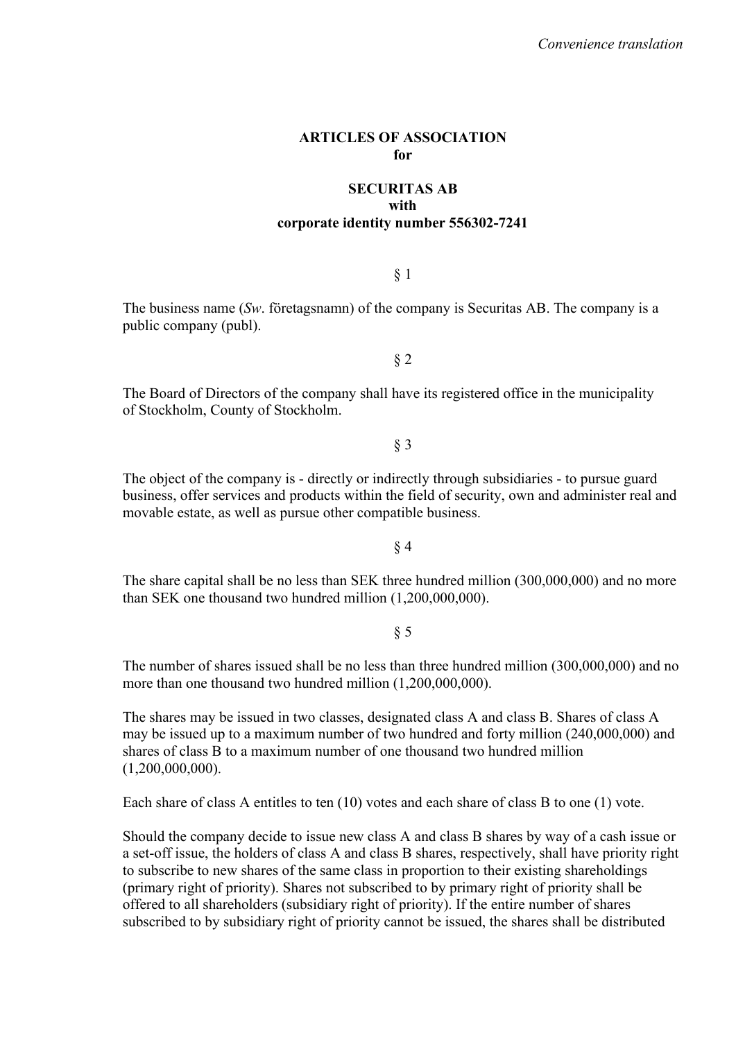*Convenience translation*

# ARTICLES OF ASSOCIATION
## for

## SECURITAS AB
### with
### corporate identity number 556302-7241

§ 1

The business name (*Sw*. företagsnamn) of the company is Securitas AB. The company is a public company (publ).

§ 2

The Board of Directors of the company shall have its registered office in the municipality of Stockholm, County of Stockholm.

§ 3

The object of the company is - directly or indirectly through subsidiaries - to pursue guard business, offer services and products within the field of security, own and administer real and movable estate, as well as pursue other compatible business.

§ 4

The share capital shall be no less than SEK three hundred million (300,000,000) and no more than SEK one thousand two hundred million (1,200,000,000).

§ 5

The number of shares issued shall be no less than three hundred million (300,000,000) and no more than one thousand two hundred million (1,200,000,000).

The shares may be issued in two classes, designated class A and class B. Shares of class A may be issued up to a maximum number of two hundred and forty million (240,000,000) and shares of class B to a maximum number of one thousand two hundred million (1,200,000,000).

Each share of class A entitles to ten (10) votes and each share of class B to one (1) vote.

Should the company decide to issue new class A and class B shares by way of a cash issue or a set-off issue, the holders of class A and class B shares, respectively, shall have priority right to subscribe to new shares of the same class in proportion to their existing shareholdings (primary right of priority). Shares not subscribed to by primary right of priority shall be offered to all shareholders (subsidiary right of priority). If the entire number of shares subscribed to by subsidiary right of priority cannot be issued, the shares shall be distributed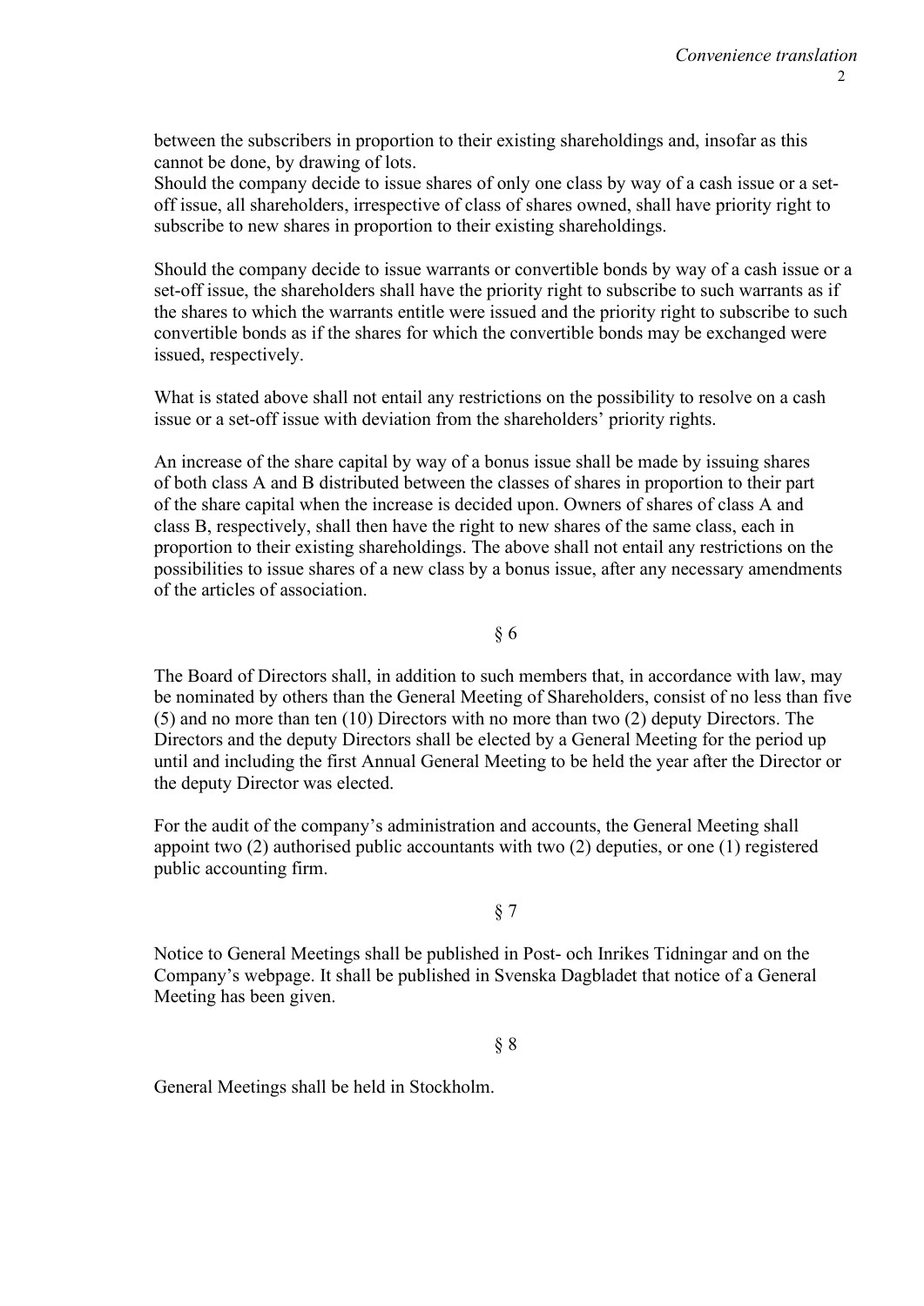between the subscribers in proportion to their existing shareholdings and, insofar as this cannot be done, by drawing of lots.
Should the company decide to issue shares of only one class by way of a cash issue or a set-off issue, all shareholders, irrespective of class of shares owned, shall have priority right to subscribe to new shares in proportion to their existing shareholdings.

Should the company decide to issue warrants or convertible bonds by way of a cash issue or a set-off issue, the shareholders shall have the priority right to subscribe to such warrants as if the shares to which the warrants entitle were issued and the priority right to subscribe to such convertible bonds as if the shares for which the convertible bonds may be exchanged were issued, respectively.

What is stated above shall not entail any restrictions on the possibility to resolve on a cash issue or a set-off issue with deviation from the shareholders' priority rights.

An increase of the share capital by way of a bonus issue shall be made by issuing shares of both class A and B distributed between the classes of shares in proportion to their part of the share capital when the increase is decided upon. Owners of shares of class A and class B, respectively, shall then have the right to new shares of the same class, each in proportion to their existing shareholdings. The above shall not entail any restrictions on the possibilities to issue shares of a new class by a bonus issue, after any necessary amendments of the articles of association.

§ 6

The Board of Directors shall, in addition to such members that, in accordance with law, may be nominated by others than the General Meeting of Shareholders, consist of no less than five (5) and no more than ten (10) Directors with no more than two (2) deputy Directors. The Directors and the deputy Directors shall be elected by a General Meeting for the period up until and including the first Annual General Meeting to be held the year after the Director or the deputy Director was elected.

For the audit of the company's administration and accounts, the General Meeting shall appoint two (2) authorised public accountants with two (2) deputies, or one (1) registered public accounting firm.

§ 7

Notice to General Meetings shall be published in Post- och Inrikes Tidningar and on the Company's webpage. It shall be published in Svenska Dagbladet that notice of a General Meeting has been given.

§ 8

General Meetings shall be held in Stockholm.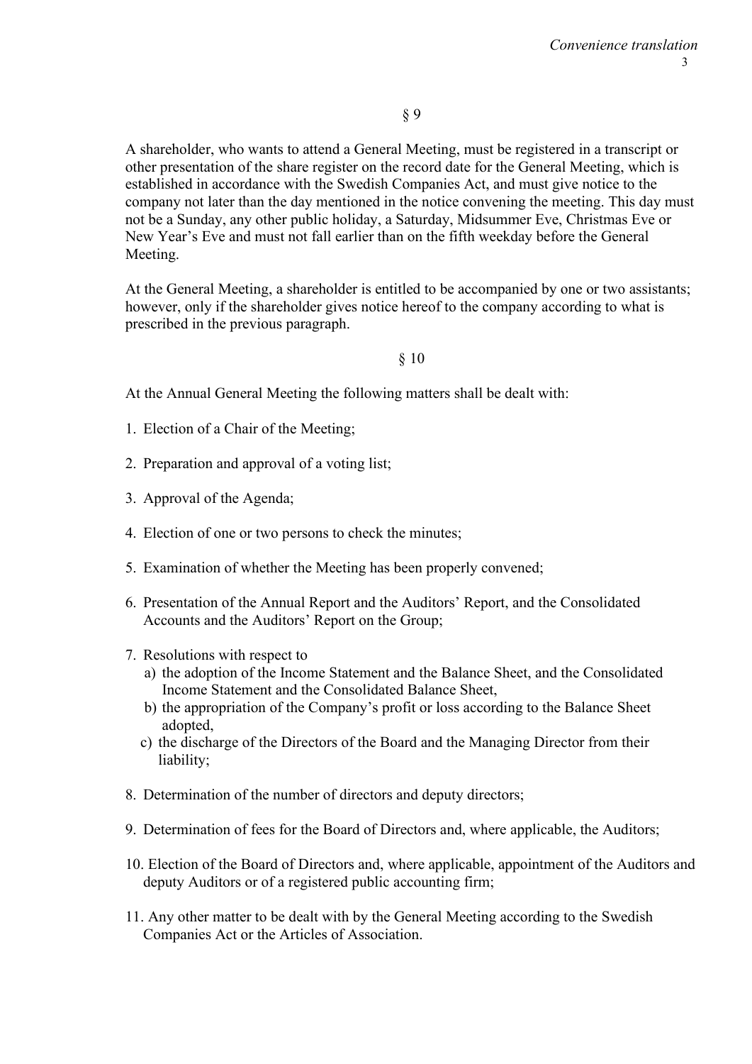§ 9

A shareholder, who wants to attend a General Meeting, must be registered in a transcript or other presentation of the share register on the record date for the General Meeting, which is established in accordance with the Swedish Companies Act, and must give notice to the company not later than the day mentioned in the notice convening the meeting. This day must not be a Sunday, any other public holiday, a Saturday, Midsummer Eve, Christmas Eve or New Year's Eve and must not fall earlier than on the fifth weekday before the General Meeting.

At the General Meeting, a shareholder is entitled to be accompanied by one or two assistants; however, only if the shareholder gives notice hereof to the company according to what is prescribed in the previous paragraph.

§ 10

At the Annual General Meeting the following matters shall be dealt with:

1. Election of a Chair of the Meeting;
2. Preparation and approval of a voting list;
3. Approval of the Agenda;
4. Election of one or two persons to check the minutes;
5. Examination of whether the Meeting has been properly convened;
6. Presentation of the Annual Report and the Auditors' Report, and the Consolidated Accounts and the Auditors' Report on the Group;
7. Resolutions with respect to
   a) the adoption of the Income Statement and the Balance Sheet, and the Consolidated Income Statement and the Consolidated Balance Sheet,
   b) the appropriation of the Company's profit or loss according to the Balance Sheet adopted,
   c) the discharge of the Directors of the Board and the Managing Director from their liability;
8. Determination of the number of directors and deputy directors;
9. Determination of fees for the Board of Directors and, where applicable, the Auditors;
10. Election of the Board of Directors and, where applicable, appointment of the Auditors and deputy Auditors or of a registered public accounting firm;
11. Any other matter to be dealt with by the General Meeting according to the Swedish Companies Act or the Articles of Association.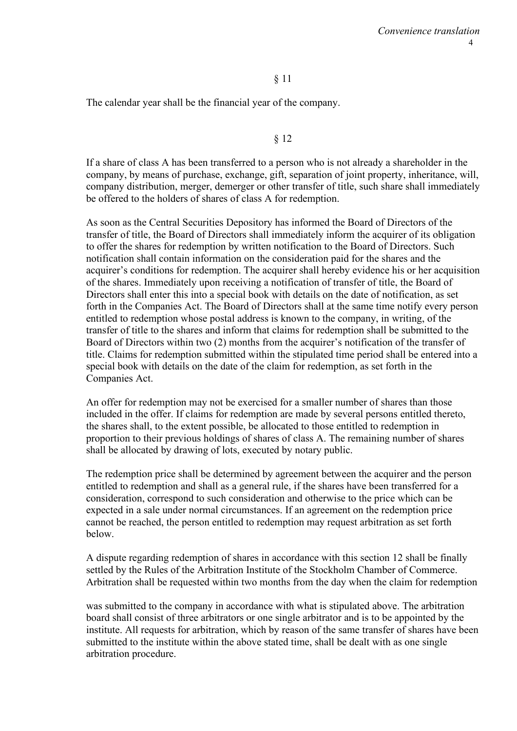§ 11

The calendar year shall be the financial year of the company.

§ 12

If a share of class A has been transferred to a person who is not already a shareholder in the company, by means of purchase, exchange, gift, separation of joint property, inheritance, will, company distribution, merger, demerger or other transfer of title, such share shall immediately be offered to the holders of shares of class A for redemption.

As soon as the Central Securities Depository has informed the Board of Directors of the transfer of title, the Board of Directors shall immediately inform the acquirer of its obligation to offer the shares for redemption by written notification to the Board of Directors. Such notification shall contain information on the consideration paid for the shares and the acquirer's conditions for redemption. The acquirer shall hereby evidence his or her acquisition of the shares. Immediately upon receiving a notification of transfer of title, the Board of Directors shall enter this into a special book with details on the date of notification, as set forth in the Companies Act. The Board of Directors shall at the same time notify every person entitled to redemption whose postal address is known to the company, in writing, of the transfer of title to the shares and inform that claims for redemption shall be submitted to the Board of Directors within two (2) months from the acquirer's notification of the transfer of title. Claims for redemption submitted within the stipulated time period shall be entered into a special book with details on the date of the claim for redemption, as set forth in the Companies Act.

An offer for redemption may not be exercised for a smaller number of shares than those included in the offer. If claims for redemption are made by several persons entitled thereto, the shares shall, to the extent possible, be allocated to those entitled to redemption in proportion to their previous holdings of shares of class A. The remaining number of shares shall be allocated by drawing of lots, executed by notary public.

The redemption price shall be determined by agreement between the acquirer and the person entitled to redemption and shall as a general rule, if the shares have been transferred for a consideration, correspond to such consideration and otherwise to the price which can be expected in a sale under normal circumstances. If an agreement on the redemption price cannot be reached, the person entitled to redemption may request arbitration as set forth below.

A dispute regarding redemption of shares in accordance with this section 12 shall be finally settled by the Rules of the Arbitration Institute of the Stockholm Chamber of Commerce. Arbitration shall be requested within two months from the day when the claim for redemption was submitted to the company in accordance with what is stipulated above. The arbitration board shall consist of three arbitrators or one single arbitrator and is to be appointed by the institute. All requests for arbitration, which by reason of the same transfer of shares have been submitted to the institute within the above stated time, shall be dealt with as one single arbitration procedure.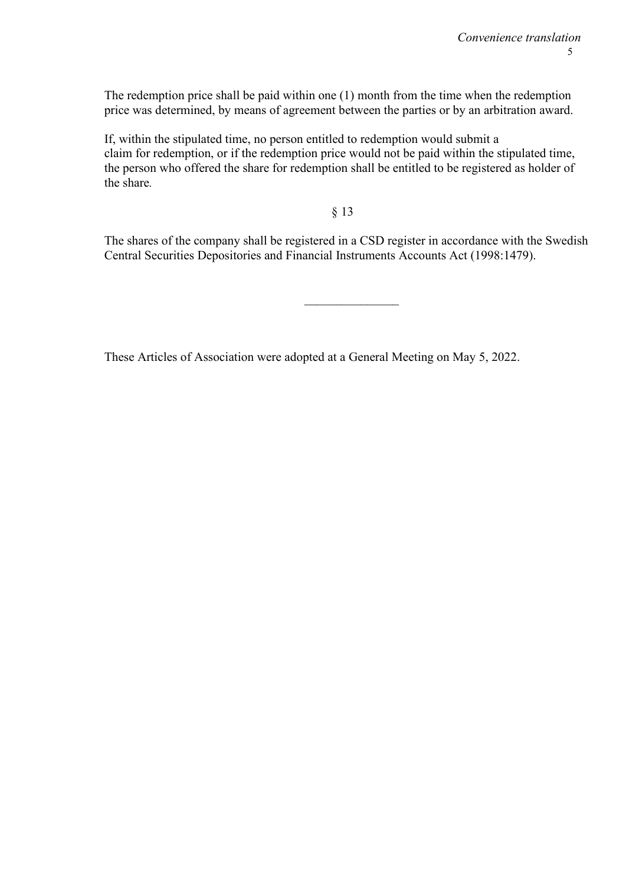The redemption price shall be paid within one (1) month from the time when the redemption price was determined, by means of agreement between the parties or by an arbitration award.

If, within the stipulated time, no person entitled to redemption would submit a claim for redemption, or if the redemption price would not be paid within the stipulated time, the person who offered the share for redemption shall be entitled to be registered as holder of the share.

§ 13

The shares of the company shall be registered in a CSD register in accordance with the Swedish Central Securities Depositories and Financial Instruments Accounts Act (1998:1479).

---

These Articles of Association were adopted at a General Meeting on May 5, 2022.